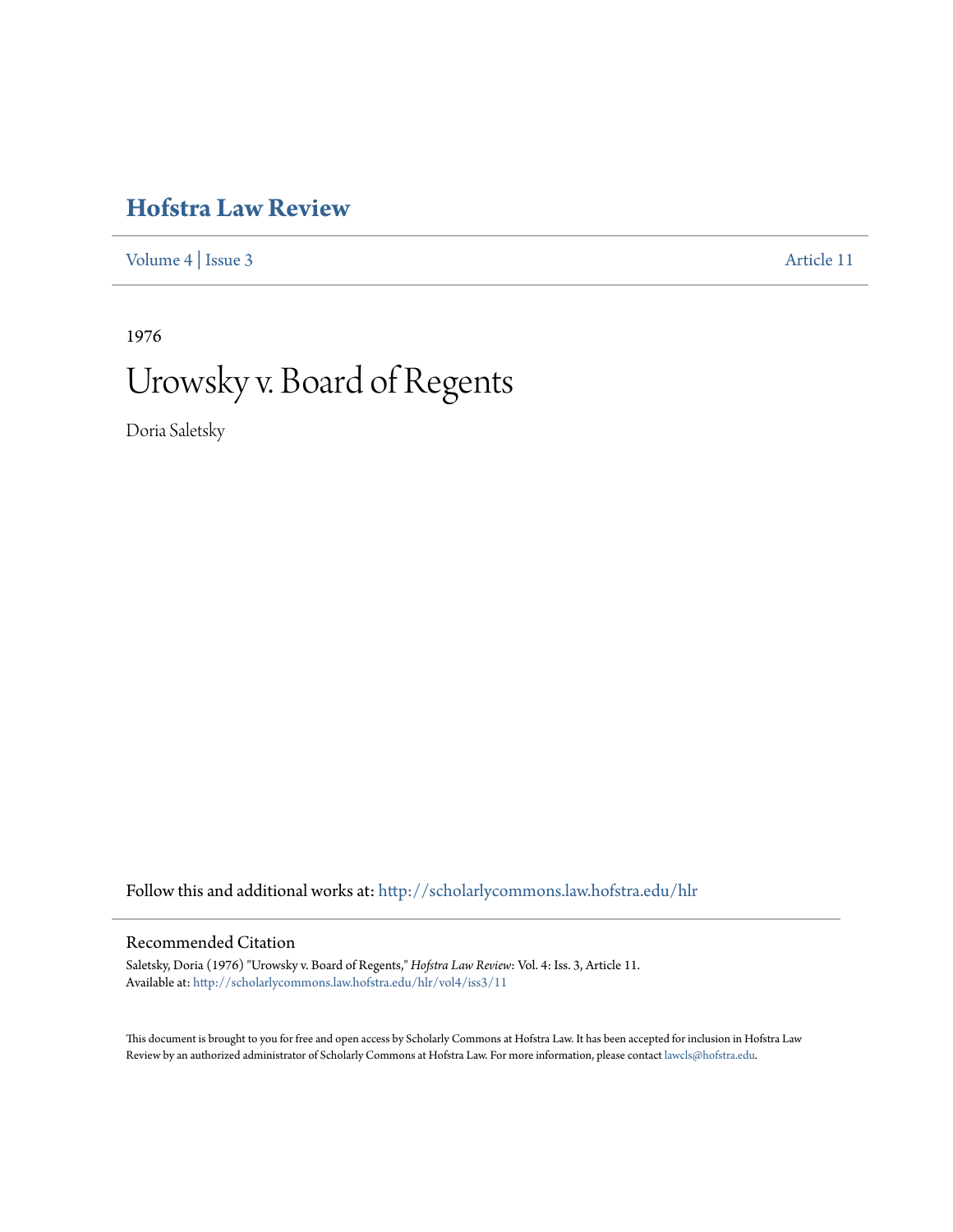# Hofstra Law Review

Volume 4 | Issue 3 Article 11

1976

# Urowsky v. Board of Regents

Doria Saletsky

Follow this and additional works at: http://scholarlycommons.law.hofstra.edu/hlr

## Recommended Citation

Saletsky, Doria (1976) "Urowsky v. Board of Regents," *Hofstra Law Review*: Vol. 4: Iss. 3, Article 11.
Available at: http://scholarlycommons.law.hofstra.edu/hlr/vol4/iss3/11

This document is brought to you for free and open access by Scholarly Commons at Hofstra Law. It has been accepted for inclusion in Hofstra Law Review by an authorized administrator of Scholarly Commons at Hofstra Law. For more information, please contact lawcls@hofstra.edu.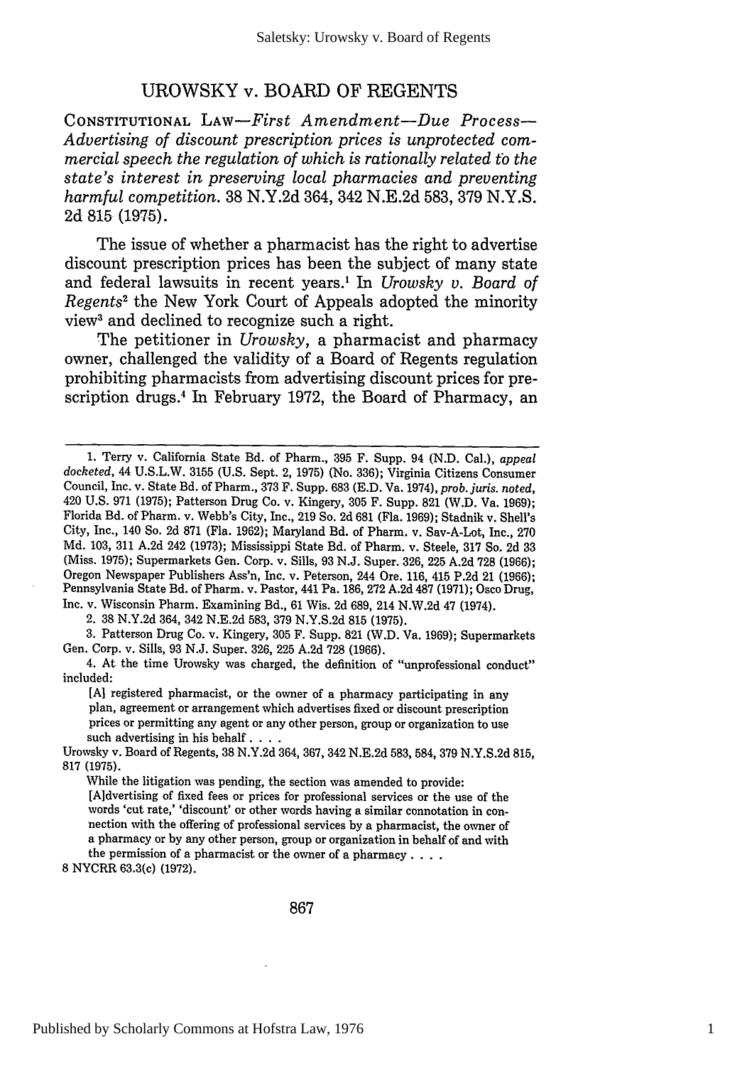# UROWSKY v. BOARD OF REGENTS

CONSTITUTIONAL LAW—*First Amendment—Due Process—Advertising of discount prescription prices is unprotected commercial speech the regulation of which is rationally related to the state's interest in preserving local pharmacies and preventing harmful competition.* 38 N.Y.2d 364, 342 N.E.2d 583, 379 N.Y.S. 2d 815 (1975).

The issue of whether a pharmacist has the right to advertise discount prescription prices has been the subject of many state and federal lawsuits in recent years.[1] In *Urowsky v. Board of Regents*[2] the New York Court of Appeals adopted the minority view[3] and declined to recognize such a right.

The petitioner in *Urowsky*, a pharmacist and pharmacy owner, challenged the validity of a Board of Regents regulation prohibiting pharmacists from advertising discount prices for prescription drugs.[4] In February 1972, the Board of Pharmacy, an

---

1. Terry v. California State Bd. of Pharm., 395 F. Supp. 94 (N.D. Cal.), *appeal docketed*, 44 U.S.L.W. 3155 (U.S. Sept. 2, 1975) (No. 336); Virginia Citizens Consumer Council, Inc. v. State Bd. of Pharm., 373 F. Supp. 683 (E.D. Va. 1974), *prob. juris. noted*, 420 U.S. 971 (1975); Patterson Drug Co. v. Kingery, 305 F. Supp. 821 (W.D. Va. 1969); Florida Bd. of Pharm. v. Webb's City, Inc., 219 So. 2d 681 (Fla. 1969); Stadnik v. Shell's City, Inc., 140 So. 2d 871 (Fla. 1962); Maryland Bd. of Pharm. v. Sav-A-Lot, Inc., 270 Md. 103, 311 A.2d 242 (1973); Mississippi State Bd. of Pharm. v. Steele, 317 So. 2d 33 (Miss. 1975); Supermarkets Gen. Corp. v. Sills, 93 N.J. Super. 326, 225 A.2d 728 (1966); Oregon Newspaper Publishers Ass'n, Inc. v. Peterson, 244 Ore. 116, 415 P.2d 21 (1966); Pennsylvania State Bd. of Pharm. v. Pastor, 441 Pa. 186, 272 A.2d 487 (1971); Osco Drug, Inc. v. Wisconsin Pharm. Examining Bd., 61 Wis. 2d 689, 214 N.W.2d 47 (1974).

2. 38 N.Y.2d 364, 342 N.E.2d 583, 379 N.Y.S.2d 815 (1975).

3. Patterson Drug Co. v. Kingery, 305 F. Supp. 821 (W.D. Va. 1969); Supermarkets Gen. Corp. v. Sills, 93 N.J. Super. 326, 225 A.2d 728 (1966).

4. At the time Urowsky was charged, the definition of "unprofessional conduct" included:

> [A] registered pharmacist, or the owner of a pharmacy participating in any plan, agreement or arrangement which advertises fixed or discount prescription prices or permitting any agent or any other person, group or organization to use such advertising in his behalf . . . .

Urowsky v. Board of Regents, 38 N.Y.2d 364, 367, 342 N.E.2d 583, 584, 379 N.Y.S.2d 815, 817 (1975).

While the litigation was pending, the section was amended to provide:

> [A]dvertising of fixed fees or prices for professional services or the use of the words 'cut rate,' 'discount' or other words having a similar connotation in connection with the offering of professional services by a pharmacist, the owner of a pharmacy or by any other person, group or organization in behalf of and with the permission of a pharmacist or the owner of a pharmacy . . . .

8 NYCRR 63.3(c) (1972).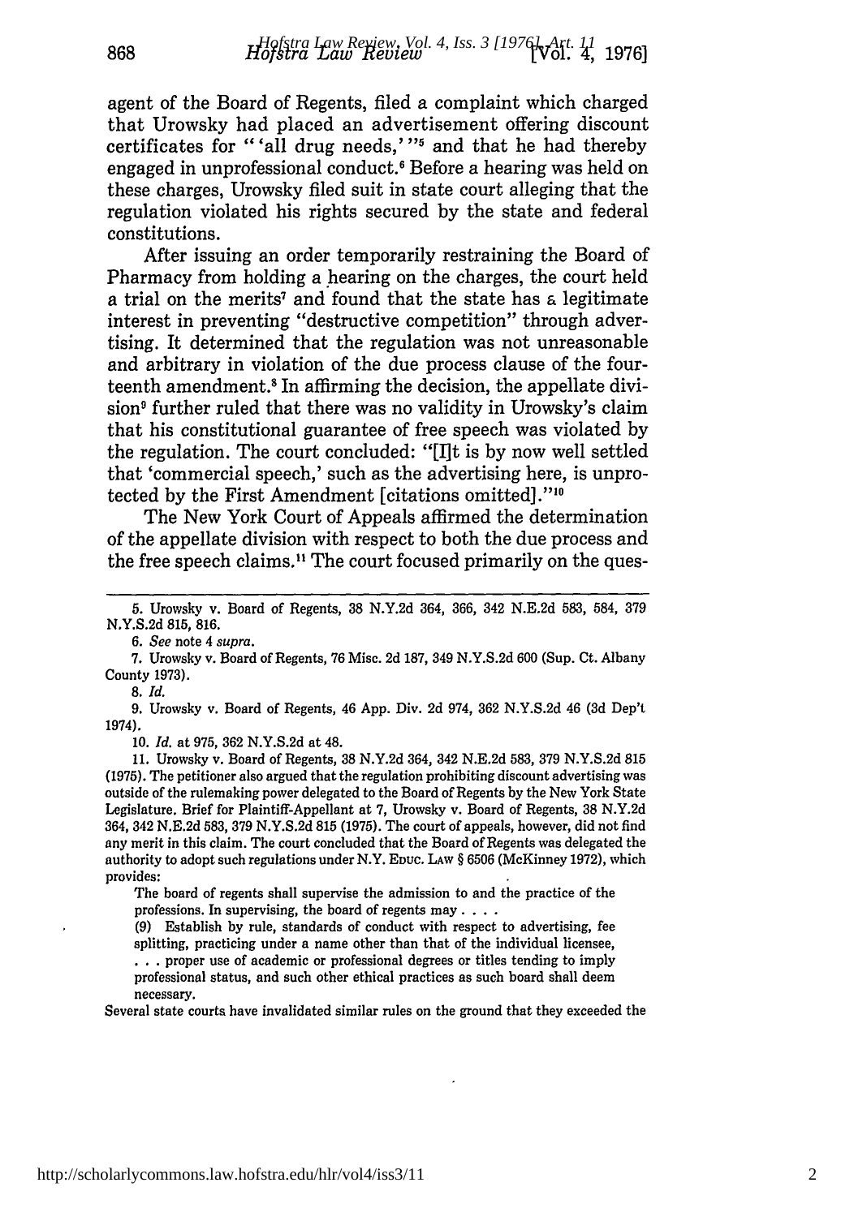agent of the Board of Regents, filed a complaint which charged that Urowsky had placed an advertisement offering discount certificates for "'all drug needs,'"[5] and that he had thereby engaged in unprofessional conduct.[6] Before a hearing was held on these charges, Urowsky filed suit in state court alleging that the regulation violated his rights secured by the state and federal constitutions.

After issuing an order temporarily restraining the Board of Pharmacy from holding a hearing on the charges, the court held a trial on the merits[7] and found that the state has a legitimate interest in preventing "destructive competition" through advertising. It determined that the regulation was not unreasonable and arbitrary in violation of the due process clause of the fourteenth amendment.[8] In affirming the decision, the appellate division[9] further ruled that there was no validity in Urowsky's claim that his constitutional guarantee of free speech was violated by the regulation. The court concluded: "[I]t is by now well settled that 'commercial speech,' such as the advertising here, is unprotected by the First Amendment [citations omitted]."[10]

The New York Court of Appeals affirmed the determination of the appellate division with respect to both the due process and the free speech claims.[11] The court focused primarily on the ques-

---

5. Urowsky v. Board of Regents, 38 N.Y.2d 364, 366, 342 N.E.2d 583, 584, 379 N.Y.S.2d 815, 816.

6. *See* note 4 *supra*.

7. Urowsky v. Board of Regents, 76 Misc. 2d 187, 349 N.Y.S.2d 600 (Sup. Ct. Albany County 1973).

8. *Id.*

9. Urowsky v. Board of Regents, 46 App. Div. 2d 974, 362 N.Y.S.2d 46 (3d Dep't 1974).

10. *Id.* at 975, 362 N.Y.S.2d at 48.

11. Urowsky v. Board of Regents, 38 N.Y.2d 364, 342 N.E.2d 583, 379 N.Y.S.2d 815 (1975). The petitioner also argued that the regulation prohibiting discount advertising was outside of the rulemaking power delegated to the Board of Regents by the New York State Legislature. Brief for Plaintiff-Appellant at 7, Urowsky v. Board of Regents, 38 N.Y.2d 364, 342 N.E.2d 583, 379 N.Y.S.2d 815 (1975). The court of appeals, however, did not find any merit in this claim. The court concluded that the Board of Regents was delegated the authority to adopt such regulations under N.Y. EDUC. LAW § 6506 (McKinney 1972), which provides:

> The board of regents shall supervise the admission to and the practice of the professions. In supervising, the board of regents may . . . .
>
> (9) Establish by rule, standards of conduct with respect to advertising, fee splitting, practicing under a name other than that of the individual licensee, . . . proper use of academic or professional degrees or titles tending to imply professional status, and such other ethical practices as such board shall deem necessary.

Several state courts have invalidated similar rules on the ground that they exceeded the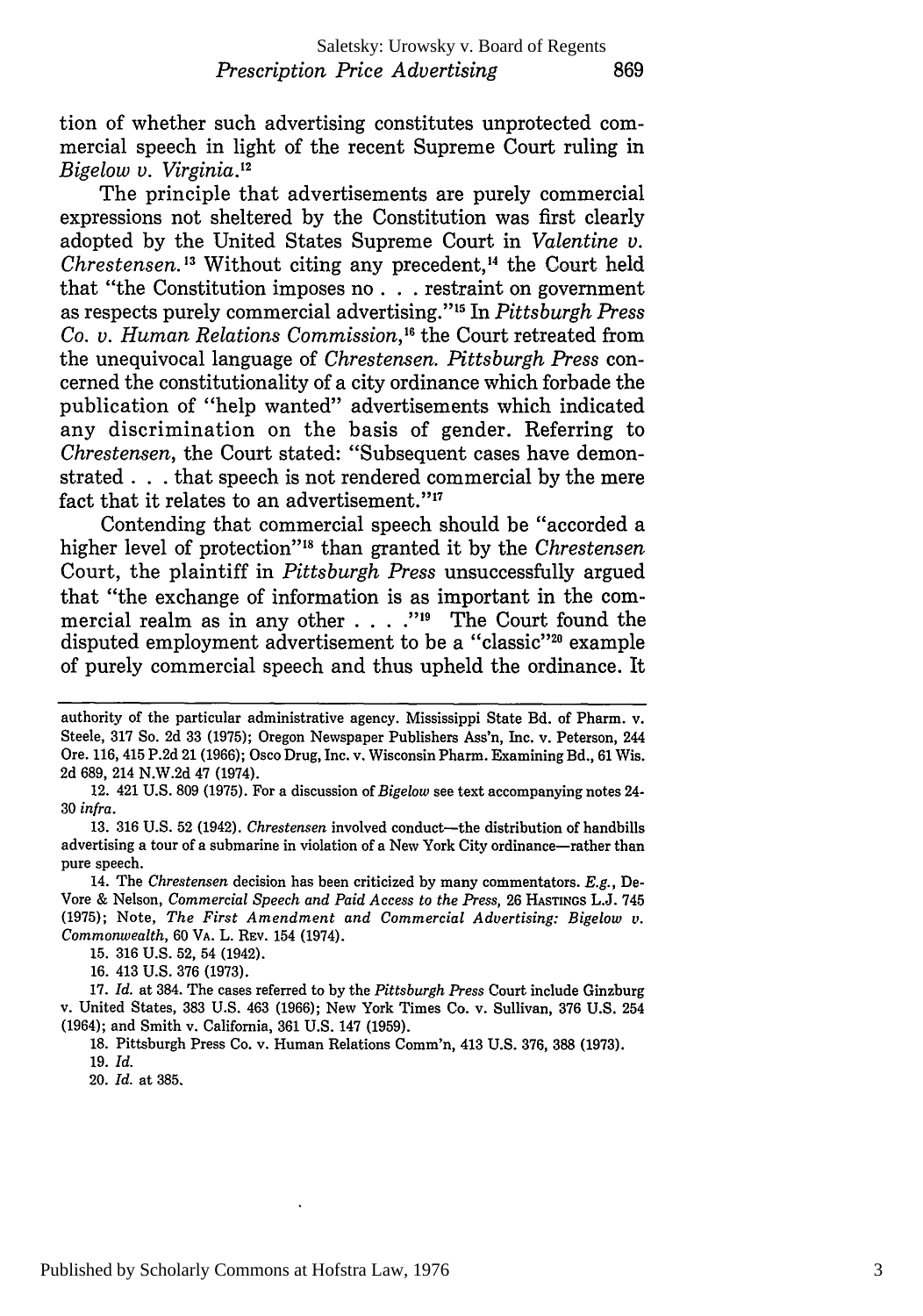tion of whether such advertising constitutes unprotected commercial speech in light of the recent Supreme Court ruling in *Bigelow v. Virginia*.[12]

The principle that advertisements are purely commercial expressions not sheltered by the Constitution was first clearly adopted by the United States Supreme Court in *Valentine v. Chrestensen*.[13] Without citing any precedent,[14] the Court held that "the Constitution imposes no . . . restraint on government as respects purely commercial advertising."[15] In *Pittsburgh Press Co. v. Human Relations Commission*,[16] the Court retreated from the unequivocal language of *Chrestensen*. *Pittsburgh Press* concerned the constitutionality of a city ordinance which forbade the publication of "help wanted" advertisements which indicated any discrimination on the basis of gender. Referring to *Chrestensen*, the Court stated: "Subsequent cases have demonstrated . . . that speech is not rendered commercial by the mere fact that it relates to an advertisement."[17]

Contending that commercial speech should be "accorded a higher level of protection"[18] than granted it by the *Chrestensen* Court, the plaintiff in *Pittsburgh Press* unsuccessfully argued that "the exchange of information is as important in the commercial realm as in any other . . . ."[19] The Court found the disputed employment advertisement to be a "classic"[20] example of purely commercial speech and thus upheld the ordinance. It

---

authority of the particular administrative agency. Mississippi State Bd. of Pharm. v. Steele, 317 So. 2d 33 (1975); Oregon Newspaper Publishers Ass'n, Inc. v. Peterson, 244 Ore. 116, 415 P.2d 21 (1966); Osco Drug, Inc. v. Wisconsin Pharm. Examining Bd., 61 Wis. 2d 689, 214 N.W.2d 47 (1974).

12. 421 U.S. 809 (1975). For a discussion of *Bigelow* see text accompanying notes 24-30 *infra*.

13. 316 U.S. 52 (1942). *Chrestensen* involved conduct—the distribution of handbills advertising a tour of a submarine in violation of a New York City ordinance—rather than pure speech.

14. The *Chrestensen* decision has been criticized by many commentators. *E.g.*, DeVore & Nelson, *Commercial Speech and Paid Access to the Press*, 26 HASTINGS L.J. 745 (1975); Note, *The First Amendment and Commercial Advertising: Bigelow v. Commonwealth*, 60 VA. L. REV. 154 (1974).

15. 316 U.S. 52, 54 (1942).

16. 413 U.S. 376 (1973).

17. *Id.* at 384. The cases referred to by the *Pittsburgh Press* Court include Ginzburg v. United States, 383 U.S. 463 (1966); New York Times Co. v. Sullivan, 376 U.S. 254 (1964); and Smith v. California, 361 U.S. 147 (1959).

18. Pittsburgh Press Co. v. Human Relations Comm'n, 413 U.S. 376, 388 (1973).

19. *Id.*

20. *Id.* at 385.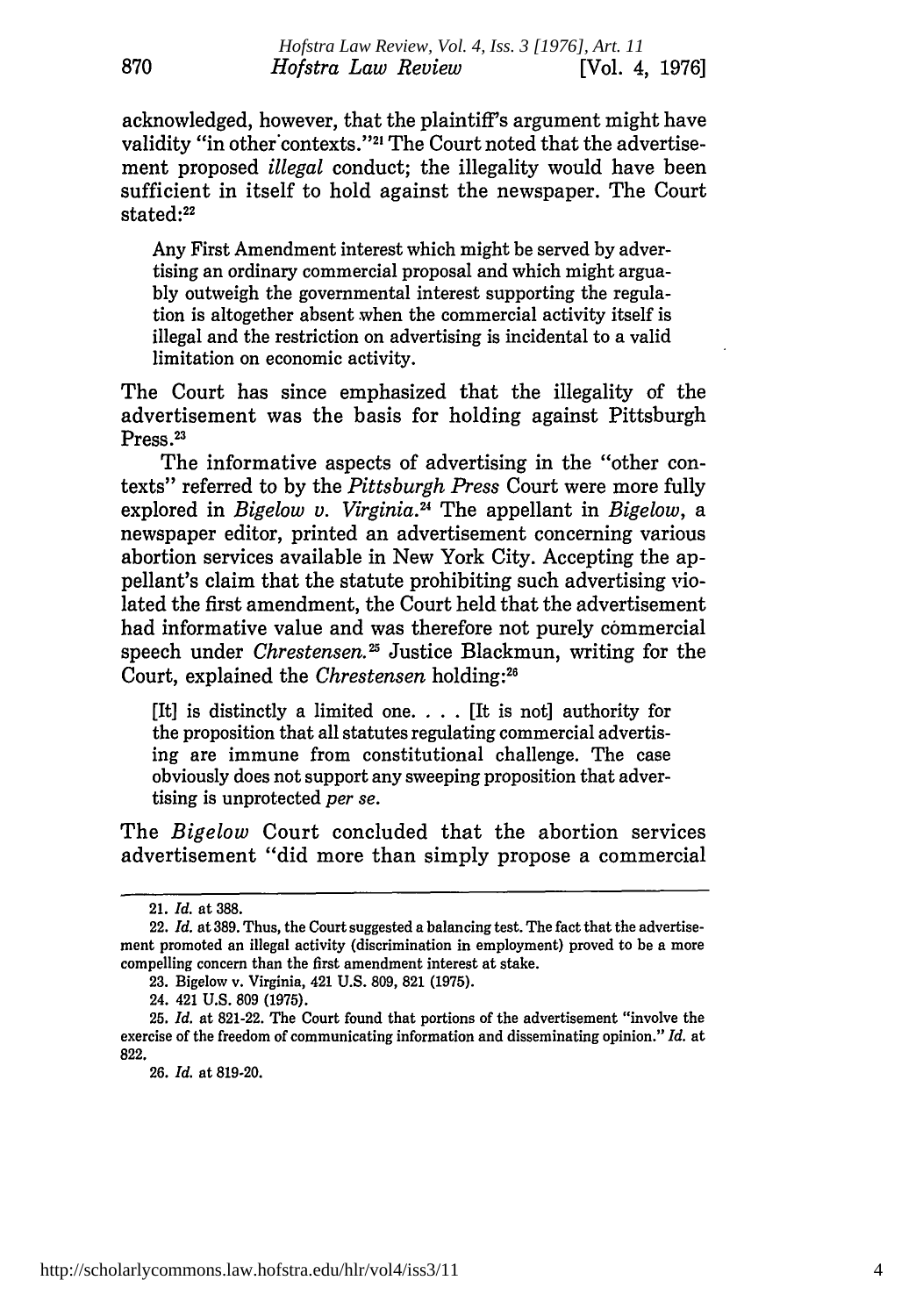acknowledged, however, that the plaintiff's argument might have validity "in other contexts."[21] The Court noted that the advertisement proposed *illegal* conduct; the illegality would have been sufficient in itself to hold against the newspaper. The Court stated:[22]

> Any First Amendment interest which might be served by advertising an ordinary commercial proposal and which might arguably outweigh the governmental interest supporting the regulation is altogether absent when the commercial activity itself is illegal and the restriction on advertising is incidental to a valid limitation on economic activity.

The Court has since emphasized that the illegality of the advertisement was the basis for holding against Pittsburgh Press.[23]

The informative aspects of advertising in the "other contexts" referred to by the *Pittsburgh Press* Court were more fully explored in *Bigelow v. Virginia.*[24] The appellant in *Bigelow*, a newspaper editor, printed an advertisement concerning various abortion services available in New York City. Accepting the appellant's claim that the statute prohibiting such advertising violated the first amendment, the Court held that the advertisement had informative value and was therefore not purely commercial speech under *Chrestensen.*[25] Justice Blackmun, writing for the Court, explained the *Chrestensen* holding:[26]

> [It] is distinctly a limited one. . . . [It is not] authority for the proposition that all statutes regulating commercial advertising are immune from constitutional challenge. The case obviously does not support any sweeping proposition that advertising is unprotected *per se*.

The *Bigelow* Court concluded that the abortion services advertisement "did more than simply propose a commercial

---

21. *Id.* at 388.

22. *Id.* at 389. Thus, the Court suggested a balancing test. The fact that the advertisement promoted an illegal activity (discrimination in employment) proved to be a more compelling concern than the first amendment interest at stake.

23. Bigelow v. Virginia, 421 U.S. 809, 821 (1975).

24. 421 U.S. 809 (1975).

25. *Id.* at 821-22. The Court found that portions of the advertisement "involve the exercise of the freedom of communicating information and disseminating opinion." *Id.* at 822.

26. *Id.* at 819-20.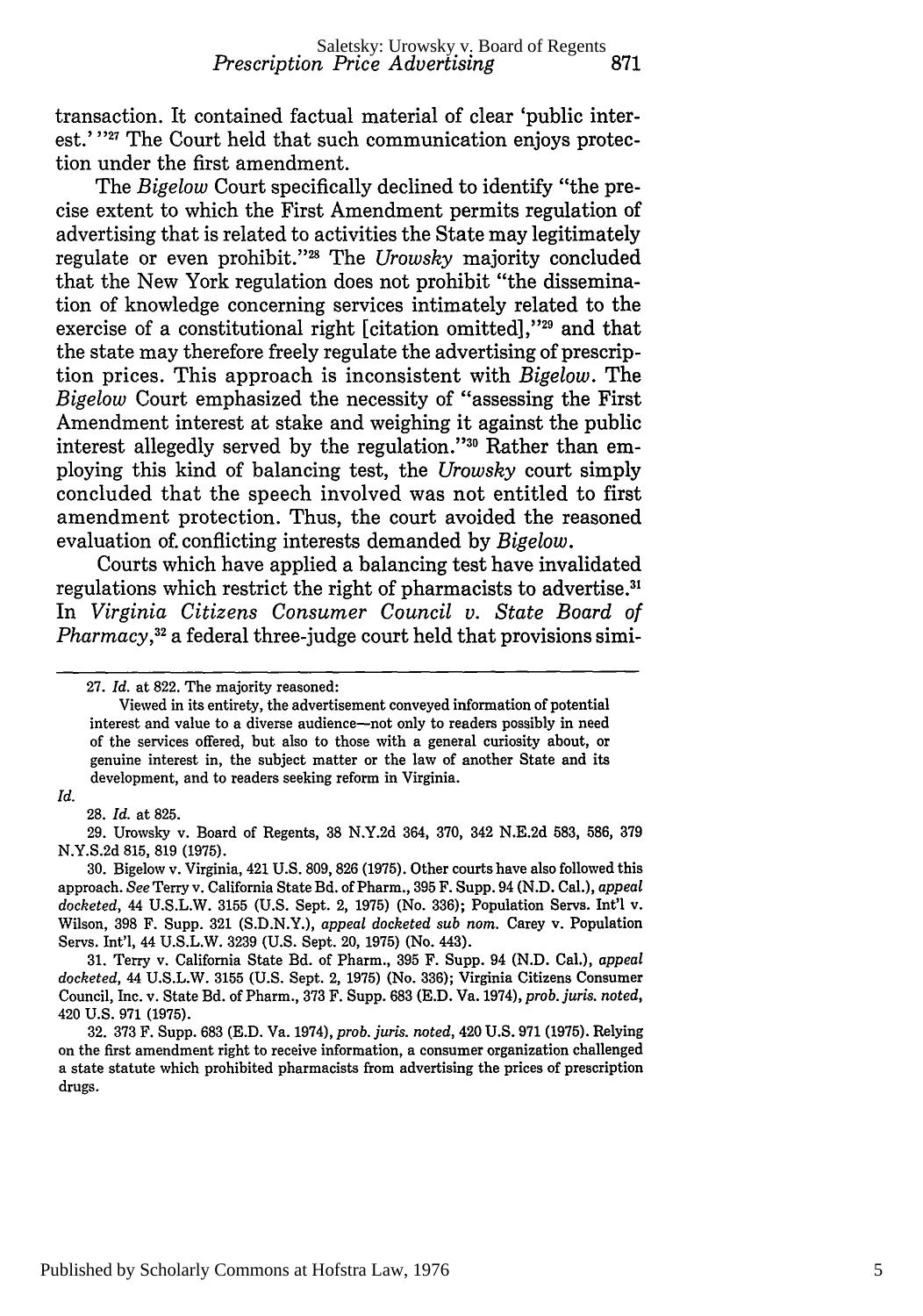transaction. It contained factual material of clear 'public interest.' "[27] The Court held that such communication enjoys protection under the first amendment.

The *Bigelow* Court specifically declined to identify "the precise extent to which the First Amendment permits regulation of advertising that is related to activities the State may legitimately regulate or even prohibit."[28] The *Urowsky* majority concluded that the New York regulation does not prohibit "the dissemination of knowledge concerning services intimately related to the exercise of a constitutional right [citation omitted],"[29] and that the state may therefore freely regulate the advertising of prescription prices. This approach is inconsistent with *Bigelow*. The *Bigelow* Court emphasized the necessity of "assessing the First Amendment interest at stake and weighing it against the public interest allegedly served by the regulation."[30] Rather than employing this kind of balancing test, the *Urowsky* court simply concluded that the speech involved was not entitled to first amendment protection. Thus, the court avoided the reasoned evaluation of conflicting interests demanded by *Bigelow*.

Courts which have applied a balancing test have invalidated regulations which restrict the right of pharmacists to advertise.[31] In *Virginia Citizens Consumer Council v. State Board of Pharmacy*,[32] a federal three-judge court held that provisions simi-

---

27. *Id.* at 822. The majority reasoned:

> Viewed in its entirety, the advertisement conveyed information of potential interest and value to a diverse audience—not only to readers possibly in need of the services offered, but also to those with a general curiosity about, or genuine interest in, the subject matter or the law of another State and its development, and to readers seeking reform in Virginia.

*Id.*

28. *Id.* at 825.

29. Urowsky v. Board of Regents, 38 N.Y.2d 364, 370, 342 N.E.2d 583, 586, 379 N.Y.S.2d 815, 819 (1975).

30. Bigelow v. Virginia, 421 U.S. 809, 826 (1975). Other courts have also followed this approach. *See* Terry v. California State Bd. of Pharm., 395 F. Supp. 94 (N.D. Cal.), *appeal docketed*, 44 U.S.L.W. 3155 (U.S. Sept. 2, 1975) (No. 336); Population Servs. Int'l v. Wilson, 398 F. Supp. 321 (S.D.N.Y.), *appeal docketed sub nom.* Carey v. Population Servs. Int'l, 44 U.S.L.W. 3239 (U.S. Sept. 20, 1975) (No. 443).

31. Terry v. California State Bd. of Pharm., 395 F. Supp. 94 (N.D. Cal.), *appeal docketed*, 44 U.S.L.W. 3155 (U.S. Sept. 2, 1975) (No. 336); Virginia Citizens Consumer Council, Inc. v. State Bd. of Pharm., 373 F. Supp. 683 (E.D. Va. 1974), *prob. juris. noted*, 420 U.S. 971 (1975).

32. 373 F. Supp. 683 (E.D. Va. 1974), *prob. juris. noted*, 420 U.S. 971 (1975). Relying on the first amendment right to receive information, a consumer organization challenged a state statute which prohibited pharmacists from advertising the prices of prescription drugs.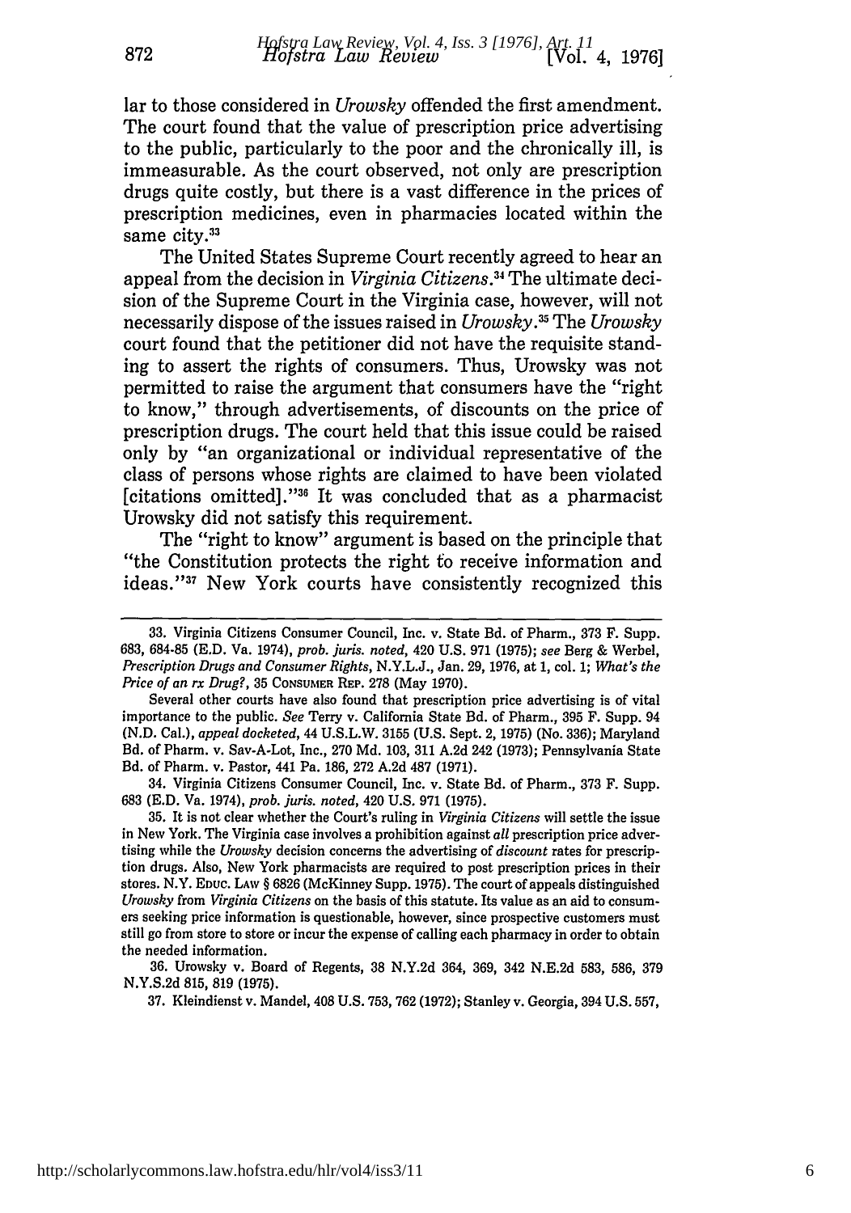lar to those considered in *Urowsky* offended the first amendment. The court found that the value of prescription price advertising to the public, particularly to the poor and the chronically ill, is immeasurable. As the court observed, not only are prescription drugs quite costly, but there is a vast difference in the prices of prescription medicines, even in pharmacies located within the same city.[33]

The United States Supreme Court recently agreed to hear an appeal from the decision in *Virginia Citizens*.[34] The ultimate decision of the Supreme Court in the Virginia case, however, will not necessarily dispose of the issues raised in *Urowsky*.[35] The *Urowsky* court found that the petitioner did not have the requisite standing to assert the rights of consumers. Thus, Urowsky was not permitted to raise the argument that consumers have the "right to know," through advertisements, of discounts on the price of prescription drugs. The court held that this issue could be raised only by "an organizational or individual representative of the class of persons whose rights are claimed to have been violated [citations omitted]."[36] It was concluded that as a pharmacist Urowsky did not satisfy this requirement.

The "right to know" argument is based on the principle that "the Constitution protects the right to receive information and ideas."[37] New York courts have consistently recognized this

---

33. Virginia Citizens Consumer Council, Inc. v. State Bd. of Pharm., 373 F. Supp. 683, 684-85 (E.D. Va. 1974), *prob. juris. noted*, 420 U.S. 971 (1975); *see* Berg & Werbel, *Prescription Drugs and Consumer Rights*, N.Y.L.J., Jan. 29, 1976, at 1, col. 1; *What's the Price of an rx Drug?*, 35 CONSUMER REP. 278 (May 1970).

Several other courts have also found that prescription price advertising is of vital importance to the public. *See* Terry v. California State Bd. of Pharm., 395 F. Supp. 94 (N.D. Cal.), *appeal docketed*, 44 U.S.L.W. 3155 (U.S. Sept. 2, 1975) (No. 336); Maryland Bd. of Pharm. v. Sav-A-Lot, Inc., 270 Md. 103, 311 A.2d 242 (1973); Pennsylvania State Bd. of Pharm. v. Pastor, 441 Pa. 186, 272 A.2d 487 (1971).

34. Virginia Citizens Consumer Council, Inc. v. State Bd. of Pharm., 373 F. Supp. 683 (E.D. Va. 1974), *prob. juris. noted*, 420 U.S. 971 (1975).

35. It is not clear whether the Court's ruling in *Virginia Citizens* will settle the issue in New York. The Virginia case involves a prohibition against *all* prescription price advertising while the *Urowsky* decision concerns the advertising of *discount* rates for prescription drugs. Also, New York pharmacists are required to post prescription prices in their stores. N.Y. EDUC. LAW § 6826 (McKinney Supp. 1975). The court of appeals distinguished *Urowsky* from *Virginia Citizens* on the basis of this statute. Its value as an aid to consumers seeking price information is questionable, however, since prospective customers must still go from store to store or incur the expense of calling each pharmacy in order to obtain the needed information.

36. Urowsky v. Board of Regents, 38 N.Y.2d 364, 369, 342 N.E.2d 583, 586, 379 N.Y.S.2d 815, 819 (1975).

37. Kleindienst v. Mandel, 408 U.S. 753, 762 (1972); Stanley v. Georgia, 394 U.S. 557,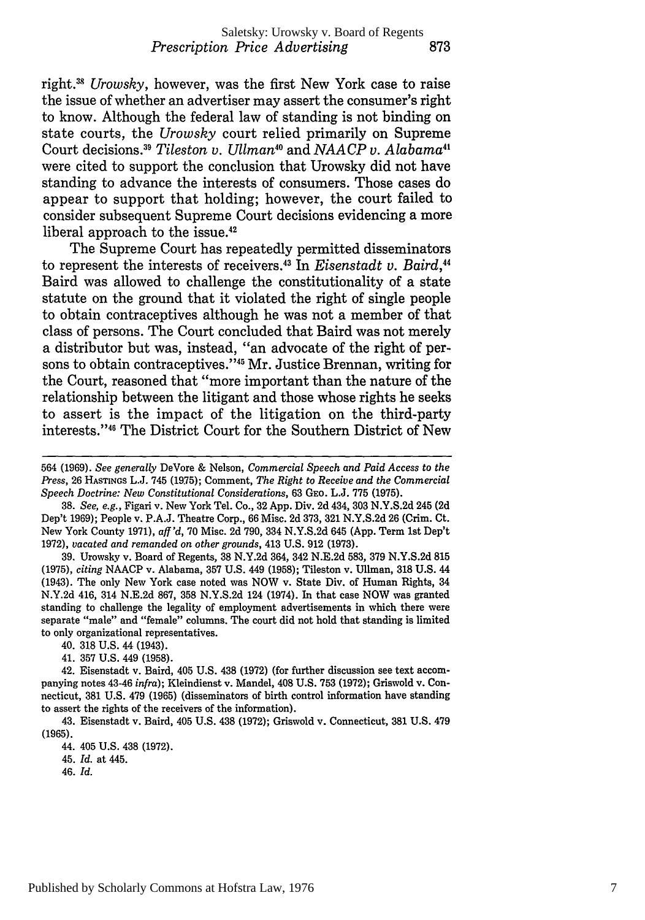right.[38] *Urowsky*, however, was the first New York case to raise the issue of whether an advertiser may assert the consumer's right to know. Although the federal law of standing is not binding on state courts, the *Urowsky* court relied primarily on Supreme Court decisions.[39] *Tileston v. Ullman*[40] and *NAACP v. Alabama*[41] were cited to support the conclusion that Urowsky did not have standing to advance the interests of consumers. Those cases do appear to support that holding; however, the court failed to consider subsequent Supreme Court decisions evidencing a more liberal approach to the issue.[42]

The Supreme Court has repeatedly permitted disseminators to represent the interests of receivers.[43] In *Eisenstadt v. Baird*,[44] Baird was allowed to challenge the constitutionality of a state statute on the ground that it violated the right of single people to obtain contraceptives although he was not a member of that class of persons. The Court concluded that Baird was not merely a distributor but was, instead, "an advocate of the right of persons to obtain contraceptives."[45] Mr. Justice Brennan, writing for the Court, reasoned that "more important than the nature of the relationship between the litigant and those whose rights he seeks to assert is the impact of the litigation on the third-party interests."[46] The District Court for the Southern District of New

---

564 (1969). *See generally* DeVore & Nelson, *Commercial Speech and Paid Access to the Press*, 26 HASTINGS L.J. 745 (1975); Comment, *The Right to Receive and the Commercial Speech Doctrine: New Constitutional Considerations*, 63 GEO. L.J. 775 (1975).

38. *See, e.g.*, Figari v. New York Tel. Co., 32 App. Div. 2d 434, 303 N.Y.S.2d 245 (2d Dep't 1969); People v. P.A.J. Theatre Corp., 66 Misc. 2d 373, 321 N.Y.S.2d 26 (Crim. Ct. New York County 1971), *aff'd*, 70 Misc. 2d 790, 334 N.Y.S.2d 645 (App. Term 1st Dep't 1972), *vacated and remanded on other grounds*, 413 U.S. 912 (1973).

39. Urowsky v. Board of Regents, 38 N.Y.2d 364, 342 N.E.2d 583, 379 N.Y.S.2d 815 (1975), *citing* NAACP v. Alabama, 357 U.S. 449 (1958); Tileston v. Ullman, 318 U.S. 44 (1943). The only New York case noted was NOW v. State Div. of Human Rights, 34 N.Y.2d 416, 314 N.E.2d 867, 358 N.Y.S.2d 124 (1974). In that case NOW was granted standing to challenge the legality of employment advertisements in which there were separate "male" and "female" columns. The court did not hold that standing is limited to only organizational representatives.

40. 318 U.S. 44 (1943).

41. 357 U.S. 449 (1958).

42. Eisenstadt v. Baird, 405 U.S. 438 (1972) (for further discussion see text accompanying notes 43-46 *infra*); Kleindienst v. Mandel, 408 U.S. 753 (1972); Griswold v. Connecticut, 381 U.S. 479 (1965) (disseminators of birth control information have standing to assert the rights of the receivers of the information).

43. Eisenstadt v. Baird, 405 U.S. 438 (1972); Griswold v. Connecticut, 381 U.S. 479 (1965).

44. 405 U.S. 438 (1972).

45. *Id.* at 445.

46. *Id.*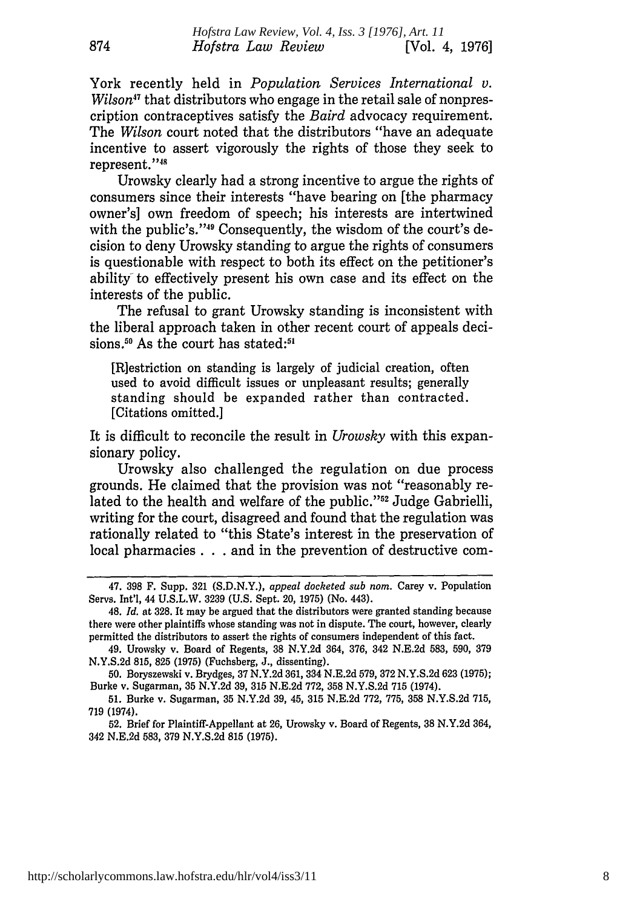York recently held in *Population Services International v. Wilson*[47] that distributors who engage in the retail sale of nonprescription contraceptives satisfy the *Baird* advocacy requirement. The *Wilson* court noted that the distributors "have an adequate incentive to assert vigorously the rights of those they seek to represent."[48]

Urowsky clearly had a strong incentive to argue the rights of consumers since their interests "have bearing on [the pharmacy owner's] own freedom of speech; his interests are intertwined with the public's."[49] Consequently, the wisdom of the court's decision to deny Urowsky standing to argue the rights of consumers is questionable with respect to both its effect on the petitioner's ability to effectively present his own case and its effect on the interests of the public.

The refusal to grant Urowsky standing is inconsistent with the liberal approach taken in other recent court of appeals decisions.[50] As the court has stated:[51]

> [R]estriction on standing is largely of judicial creation, often used to avoid difficult issues or unpleasant results; generally standing should be expanded rather than contracted. [Citations omitted.]

It is difficult to reconcile the result in *Urowsky* with this expansionary policy.

Urowsky also challenged the regulation on due process grounds. He claimed that the provision was not "reasonably related to the health and welfare of the public."[52] Judge Gabrielli, writing for the court, disagreed and found that the regulation was rationally related to "this State's interest in the preservation of local pharmacies . . . and in the prevention of destructive com-

---

47. 398 F. Supp. 321 (S.D.N.Y.), *appeal docketed sub nom.* Carey v. Population Servs. Int'l, 44 U.S.L.W. 3239 (U.S. Sept. 20, 1975) (No. 443).

48. *Id.* at 328. It may be argued that the distributors were granted standing because there were other plaintiffs whose standing was not in dispute. The court, however, clearly permitted the distributors to assert the rights of consumers independent of this fact.

49. Urowsky v. Board of Regents, 38 N.Y.2d 364, 376, 342 N.E.2d 583, 590, 379 N.Y.S.2d 815, 825 (1975) (Fuchsberg, J., dissenting).

50. Boryszewski v. Brydges, 37 N.Y.2d 361, 334 N.E.2d 579, 372 N.Y.S.2d 623 (1975); Burke v. Sugarman, 35 N.Y.2d 39, 315 N.E.2d 772, 358 N.Y.S.2d 715 (1974).

51. Burke v. Sugarman, 35 N.Y.2d 39, 45, 315 N.E.2d 772, 775, 358 N.Y.S.2d 715, 719 (1974).

52. Brief for Plaintiff-Appellant at 26, Urowsky v. Board of Regents, 38 N.Y.2d 364, 342 N.E.2d 583, 379 N.Y.S.2d 815 (1975).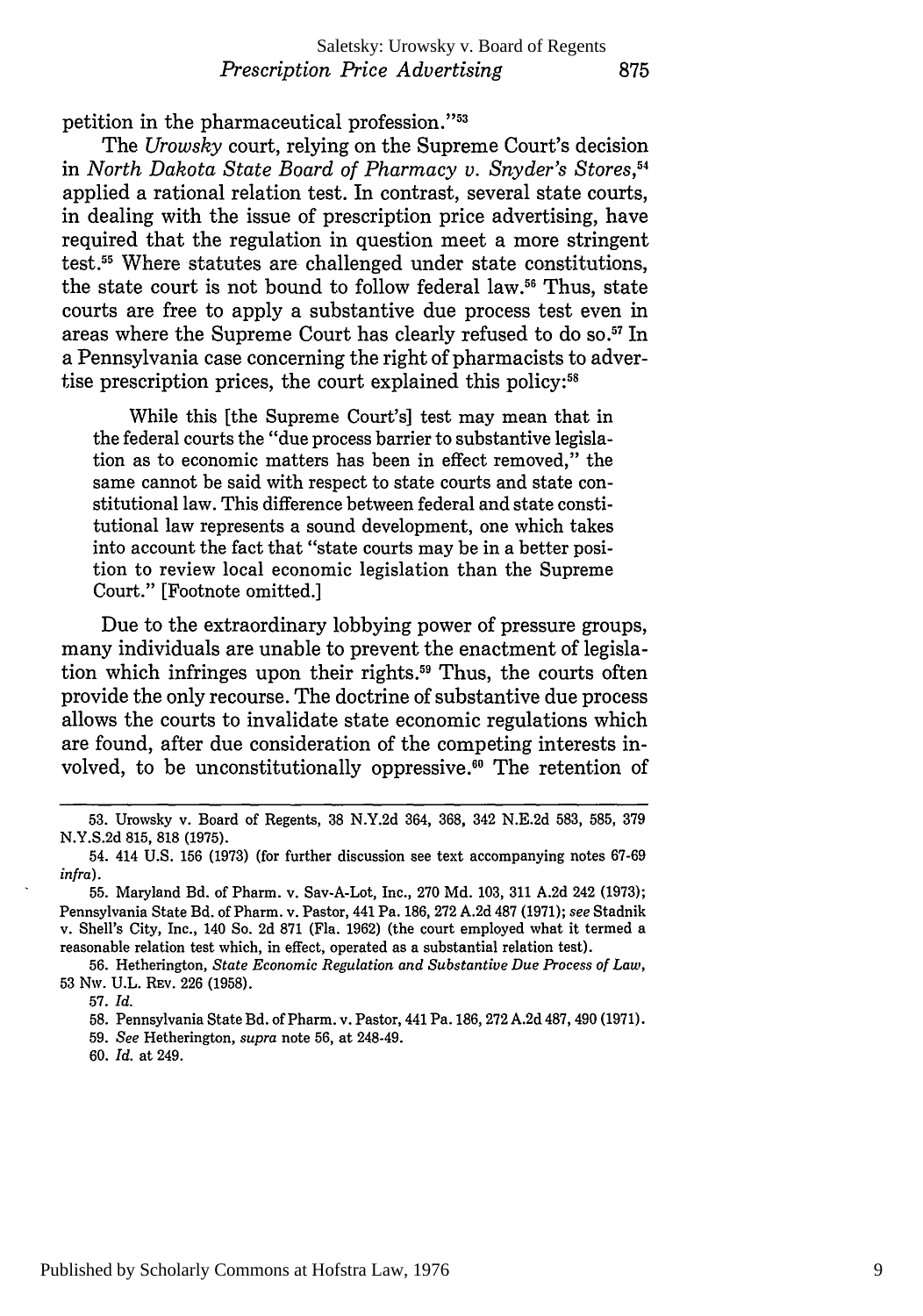petition in the pharmaceutical profession."[53]

The *Urowsky* court, relying on the Supreme Court's decision in *North Dakota State Board of Pharmacy v. Snyder's Stores*,[54] applied a rational relation test. In contrast, several state courts, in dealing with the issue of prescription price advertising, have required that the regulation in question meet a more stringent test.[55] Where statutes are challenged under state constitutions, the state court is not bound to follow federal law.[56] Thus, state courts are free to apply a substantive due process test even in areas where the Supreme Court has clearly refused to do so.[57] In a Pennsylvania case concerning the right of pharmacists to advertise prescription prices, the court explained this policy:[58]

> While this [the Supreme Court's] test may mean that in the federal courts the "due process barrier to substantive legislation as to economic matters has been in effect removed," the same cannot be said with respect to state courts and state constitutional law. This difference between federal and state constitutional law represents a sound development, one which takes into account the fact that "state courts may be in a better position to review local economic legislation than the Supreme Court." [Footnote omitted.]

Due to the extraordinary lobbying power of pressure groups, many individuals are unable to prevent the enactment of legislation which infringes upon their rights.[59] Thus, the courts often provide the only recourse. The doctrine of substantive due process allows the courts to invalidate state economic regulations which are found, after due consideration of the competing interests involved, to be unconstitutionally oppressive.[60] The retention of

---

53. Urowsky v. Board of Regents, 38 N.Y.2d 364, 368, 342 N.E.2d 583, 585, 379 N.Y.S.2d 815, 818 (1975).

54. 414 U.S. 156 (1973) (for further discussion see text accompanying notes 67-69 *infra*).

55. Maryland Bd. of Pharm. v. Sav-A-Lot, Inc., 270 Md. 103, 311 A.2d 242 (1973); Pennsylvania State Bd. of Pharm. v. Pastor, 441 Pa. 186, 272 A.2d 487 (1971); *see* Stadnik v. Shell's City, Inc., 140 So. 2d 871 (Fla. 1962) (the court employed what it termed a reasonable relation test which, in effect, operated as a substantial relation test).

56. Hetherington, *State Economic Regulation and Substantive Due Process of Law*, 53 Nw. U.L. Rev. 226 (1958).

57. *Id.*

58. Pennsylvania State Bd. of Pharm. v. Pastor, 441 Pa. 186, 272 A.2d 487, 490 (1971).

59. *See* Hetherington, *supra* note 56, at 248-49.

60. *Id.* at 249.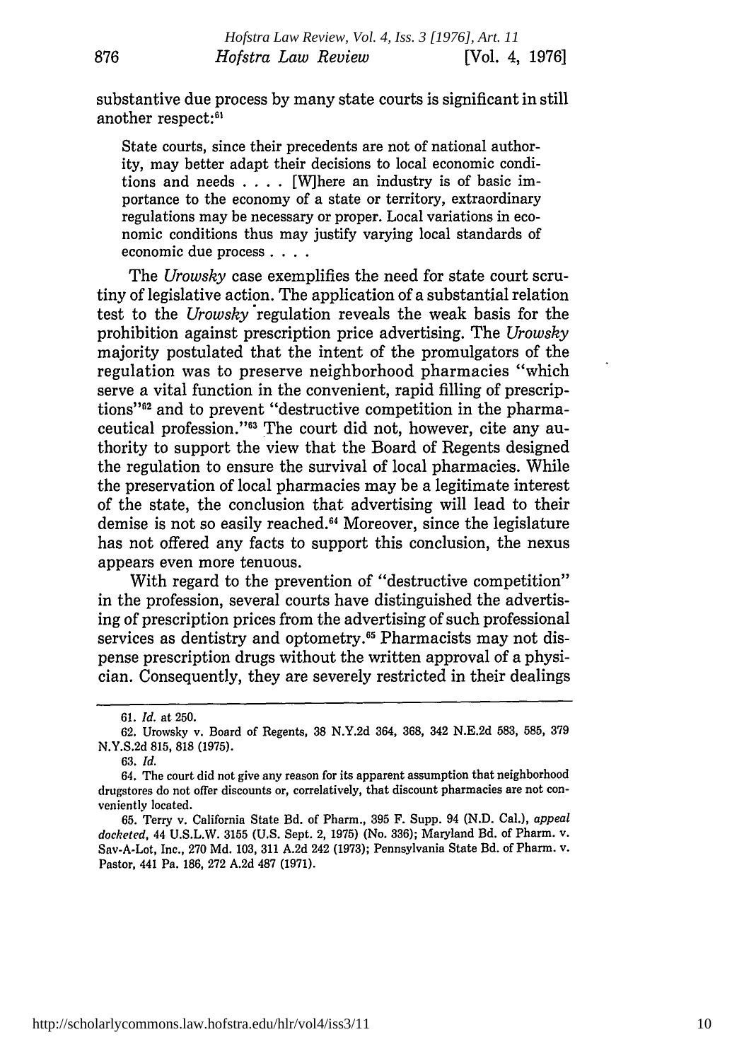substantive due process by many state courts is significant in still another respect:[61]

> State courts, since their precedents are not of national authority, may better adapt their decisions to local economic conditions and needs . . . . [W]here an industry is of basic importance to the economy of a state or territory, extraordinary regulations may be necessary or proper. Local variations in economic conditions thus may justify varying local standards of economic due process . . . .

The *Urowsky* case exemplifies the need for state court scrutiny of legislative action. The application of a substantial relation test to the *Urowsky* regulation reveals the weak basis for the prohibition against prescription price advertising. The *Urowsky* majority postulated that the intent of the promulgators of the regulation was to preserve neighborhood pharmacies "which serve a vital function in the convenient, rapid filling of prescriptions"[62] and to prevent "destructive competition in the pharmaceutical profession."[63] The court did not, however, cite any authority to support the view that the Board of Regents designed the regulation to ensure the survival of local pharmacies. While the preservation of local pharmacies may be a legitimate interest of the state, the conclusion that advertising will lead to their demise is not so easily reached.[64] Moreover, since the legislature has not offered any facts to support this conclusion, the nexus appears even more tenuous.

With regard to the prevention of "destructive competition" in the profession, several courts have distinguished the advertising of prescription prices from the advertising of such professional services as dentistry and optometry.[65] Pharmacists may not dispense prescription drugs without the written approval of a physician. Consequently, they are severely restricted in their dealings

---

61. *Id.* at 250.

62. Urowsky v. Board of Regents, 38 N.Y.2d 364, 368, 342 N.E.2d 583, 585, 379 N.Y.S.2d 815, 818 (1975).

63. *Id.*

64. The court did not give any reason for its apparent assumption that neighborhood drugstores do not offer discounts or, correlatively, that discount pharmacies are not conveniently located.

65. Terry v. California State Bd. of Pharm., 395 F. Supp. 94 (N.D. Cal.), *appeal docketed*, 44 U.S.L.W. 3155 (U.S. Sept. 2, 1975) (No. 336); Maryland Bd. of Pharm. v. Sav-A-Lot, Inc., 270 Md. 103, 311 A.2d 242 (1973); Pennsylvania State Bd. of Pharm. v. Pastor, 441 Pa. 186, 272 A.2d 487 (1971).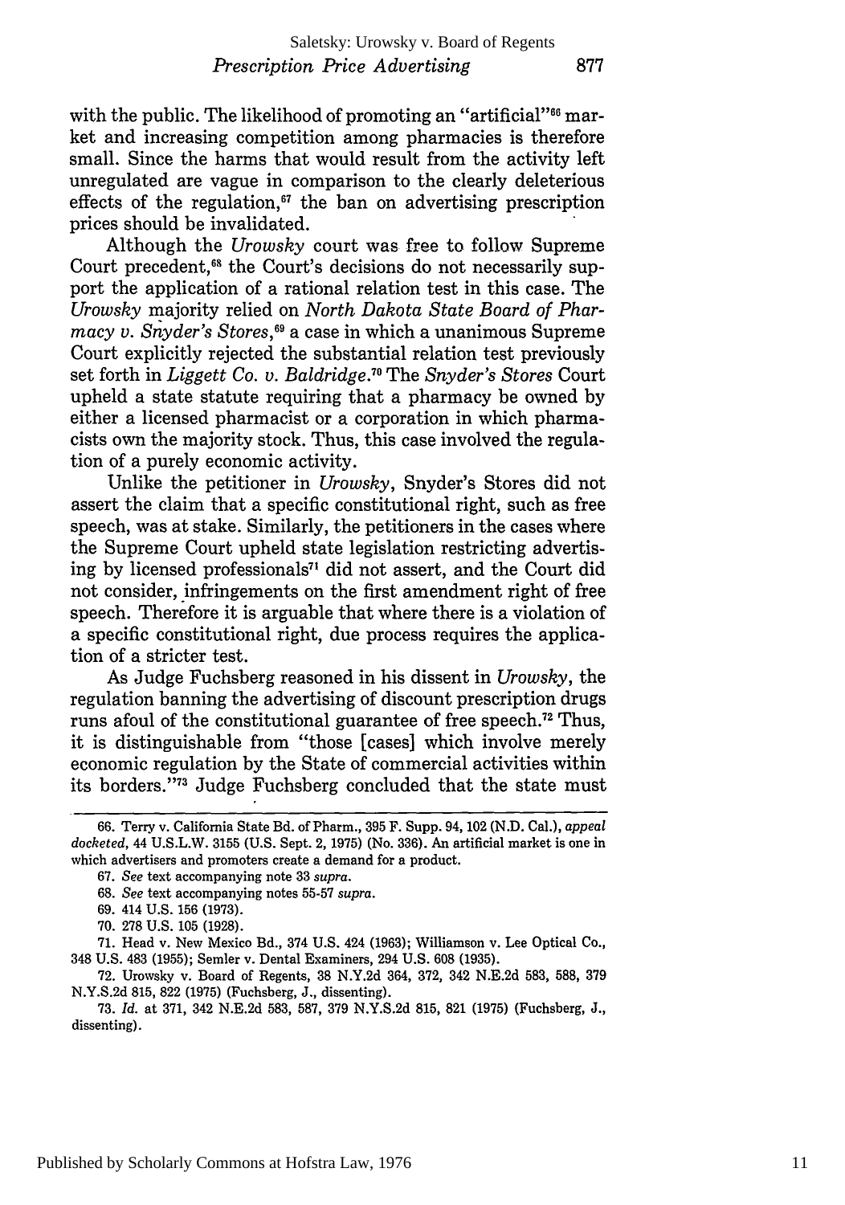with the public. The likelihood of promoting an "artificial"[66] market and increasing competition among pharmacies is therefore small. Since the harms that would result from the activity left unregulated are vague in comparison to the clearly deleterious effects of the regulation,[67] the ban on advertising prescription prices should be invalidated.

Although the *Urowsky* court was free to follow Supreme Court precedent,[68] the Court's decisions do not necessarily support the application of a rational relation test in this case. The *Urowsky* majority relied on *North Dakota State Board of Pharmacy v. Snyder's Stores*,[69] a case in which a unanimous Supreme Court explicitly rejected the substantial relation test previously set forth in *Liggett Co. v. Baldridge*.[70] The *Snyder's Stores* Court upheld a state statute requiring that a pharmacy be owned by either a licensed pharmacist or a corporation in which pharmacists own the majority stock. Thus, this case involved the regulation of a purely economic activity.

Unlike the petitioner in *Urowsky*, Snyder's Stores did not assert the claim that a specific constitutional right, such as free speech, was at stake. Similarly, the petitioners in the cases where the Supreme Court upheld state legislation restricting advertising by licensed professionals[71] did not assert, and the Court did not consider, infringements on the first amendment right of free speech. Therefore it is arguable that where there is a violation of a specific constitutional right, due process requires the application of a stricter test.

As Judge Fuchsberg reasoned in his dissent in *Urowsky*, the regulation banning the advertising of discount prescription drugs runs afoul of the constitutional guarantee of free speech.[72] Thus, it is distinguishable from "those [cases] which involve merely economic regulation by the State of commercial activities within its borders."[73] Judge Fuchsberg concluded that the state must

---

66. Terry v. California State Bd. of Pharm., 395 F. Supp. 94, 102 (N.D. Cal.), *appeal docketed*, 44 U.S.L.W. 3155 (U.S. Sept. 2, 1975) (No. 336). An artificial market is one in which advertisers and promoters create a demand for a product.

67. *See* text accompanying note 33 *supra*.

68. *See* text accompanying notes 55-57 *supra*.

69. 414 U.S. 156 (1973).

70. 278 U.S. 105 (1928).

71. Head v. New Mexico Bd., 374 U.S. 424 (1963); Williamson v. Lee Optical Co., 348 U.S. 483 (1955); Semler v. Dental Examiners, 294 U.S. 608 (1935).

72. Urowsky v. Board of Regents, 38 N.Y.2d 364, 372, 342 N.E.2d 583, 588, 379 N.Y.S.2d 815, 822 (1975) (Fuchsberg, J., dissenting).

73. *Id.* at 371, 342 N.E.2d 583, 587, 379 N.Y.S.2d 815, 821 (1975) (Fuchsberg, J., dissenting).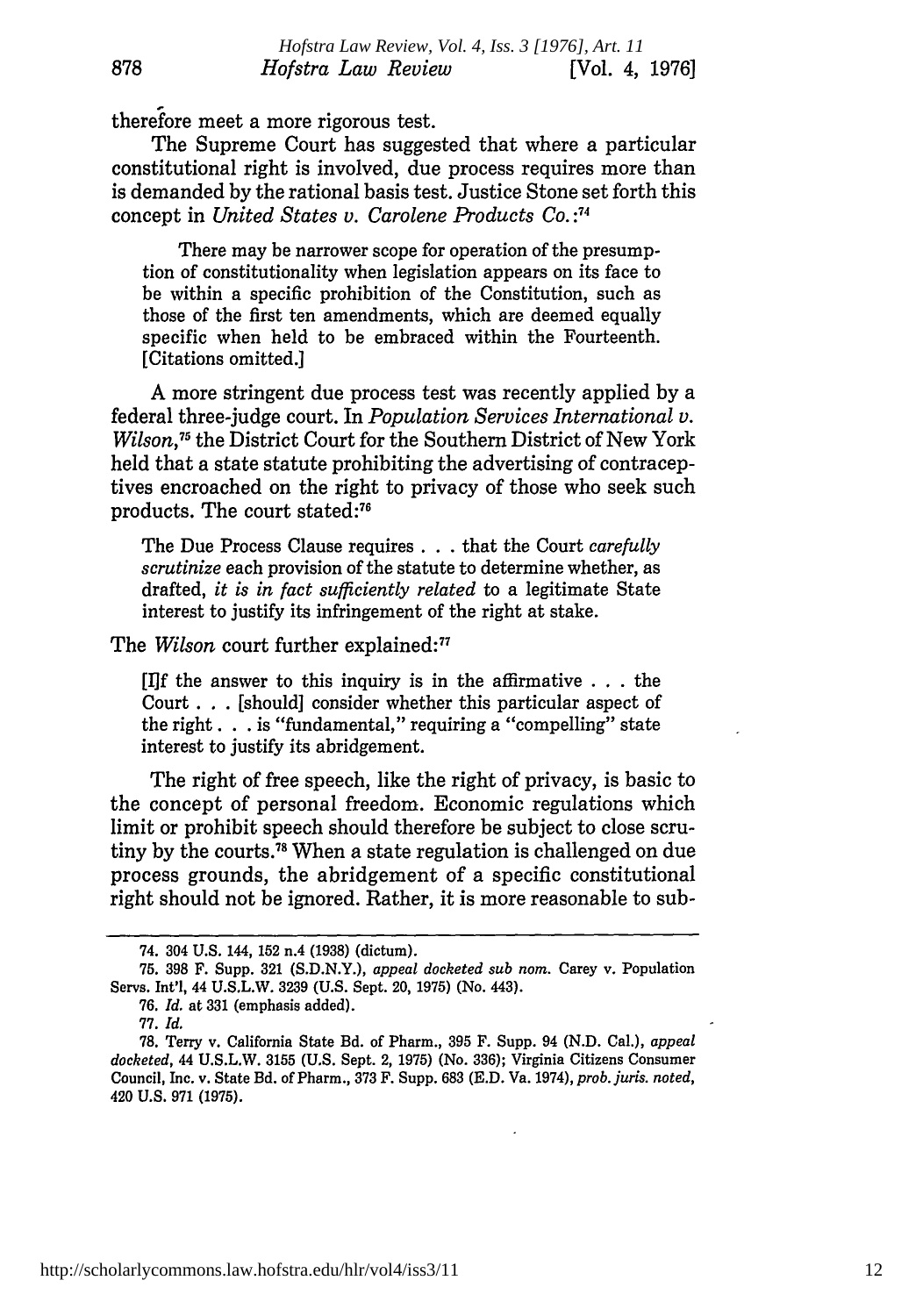therefore meet a more rigorous test.

The Supreme Court has suggested that where a particular constitutional right is involved, due process requires more than is demanded by the rational basis test. Justice Stone set forth this concept in *United States v. Carolene Products Co.*:[74]

> There may be narrower scope for operation of the presumption of constitutionality when legislation appears on its face to be within a specific prohibition of the Constitution, such as those of the first ten amendments, which are deemed equally specific when held to be embraced within the Fourteenth. [Citations omitted.]

A more stringent due process test was recently applied by a federal three-judge court. In *Population Services International v. Wilson*,[75] the District Court for the Southern District of New York held that a state statute prohibiting the advertising of contraceptives encroached on the right to privacy of those who seek such products. The court stated:[76]

> The Due Process Clause requires . . . that the Court *carefully scrutinize* each provision of the statute to determine whether, as drafted, *it is in fact sufficiently related* to a legitimate State interest to justify its infringement of the right at stake.

The *Wilson* court further explained:[77]

> [I]f the answer to this inquiry is in the affirmative . . . the Court . . . [should] consider whether this particular aspect of the right . . . is "fundamental," requiring a "compelling" state interest to justify its abridgement.

The right of free speech, like the right of privacy, is basic to the concept of personal freedom. Economic regulations which limit or prohibit speech should therefore be subject to close scrutiny by the courts.[78] When a state regulation is challenged on due process grounds, the abridgement of a specific constitutional right should not be ignored. Rather, it is more reasonable to sub-

---

74. 304 U.S. 144, 152 n.4 (1938) (dictum).

75. 398 F. Supp. 321 (S.D.N.Y.), *appeal docketed sub nom.* Carey v. Population Servs. Int'l, 44 U.S.L.W. 3239 (U.S. Sept. 20, 1975) (No. 443).

76. *Id.* at 331 (emphasis added).

77. *Id.*

78. Terry v. California State Bd. of Pharm., 395 F. Supp. 94 (N.D. Cal.), *appeal docketed*, 44 U.S.L.W. 3155 (U.S. Sept. 2, 1975) (No. 336); Virginia Citizens Consumer Council, Inc. v. State Bd. of Pharm., 373 F. Supp. 683 (E.D. Va. 1974), *prob. juris. noted*, 420 U.S. 971 (1975).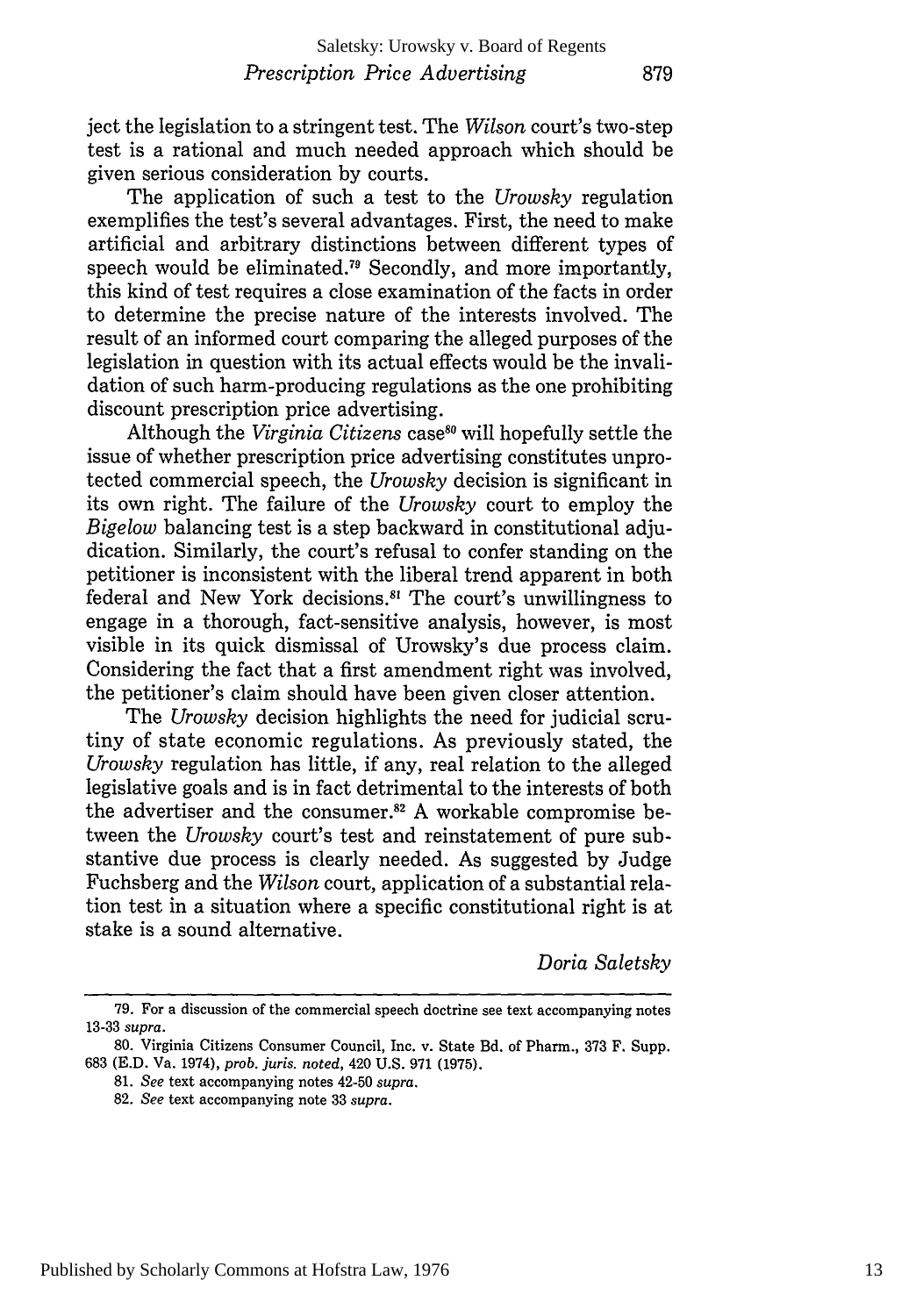ject the legislation to a stringent test. The *Wilson* court's two-step test is a rational and much needed approach which should be given serious consideration by courts.

The application of such a test to the *Urowsky* regulation exemplifies the test's several advantages. First, the need to make artificial and arbitrary distinctions between different types of speech would be eliminated.[79] Secondly, and more importantly, this kind of test requires a close examination of the facts in order to determine the precise nature of the interests involved. The result of an informed court comparing the alleged purposes of the legislation in question with its actual effects would be the invalidation of such harm-producing regulations as the one prohibiting discount prescription price advertising.

Although the *Virginia Citizens* case[80] will hopefully settle the issue of whether prescription price advertising constitutes unprotected commercial speech, the *Urowsky* decision is significant in its own right. The failure of the *Urowsky* court to employ the *Bigelow* balancing test is a step backward in constitutional adjudication. Similarly, the court's refusal to confer standing on the petitioner is inconsistent with the liberal trend apparent in both federal and New York decisions.[81] The court's unwillingness to engage in a thorough, fact-sensitive analysis, however, is most visible in its quick dismissal of Urowsky's due process claim. Considering the fact that a first amendment right was involved, the petitioner's claim should have been given closer attention.

The *Urowsky* decision highlights the need for judicial scrutiny of state economic regulations. As previously stated, the *Urowsky* regulation has little, if any, real relation to the alleged legislative goals and is in fact detrimental to the interests of both the advertiser and the consumer.[82] A workable compromise between the *Urowsky* court's test and reinstatement of pure substantive due process is clearly needed. As suggested by Judge Fuchsberg and the *Wilson* court, application of a substantial relation test in a situation where a specific constitutional right is at stake is a sound alternative.

*Doria Saletsky*

---

79. For a discussion of the commercial speech doctrine see text accompanying notes 13-33 *supra*.

80. Virginia Citizens Consumer Council, Inc. v. State Bd. of Pharm., 373 F. Supp. 683 (E.D. Va. 1974), *prob. juris. noted*, 420 U.S. 971 (1975).

81. *See* text accompanying notes 42-50 *supra*.

82. *See* text accompanying note 33 *supra*.